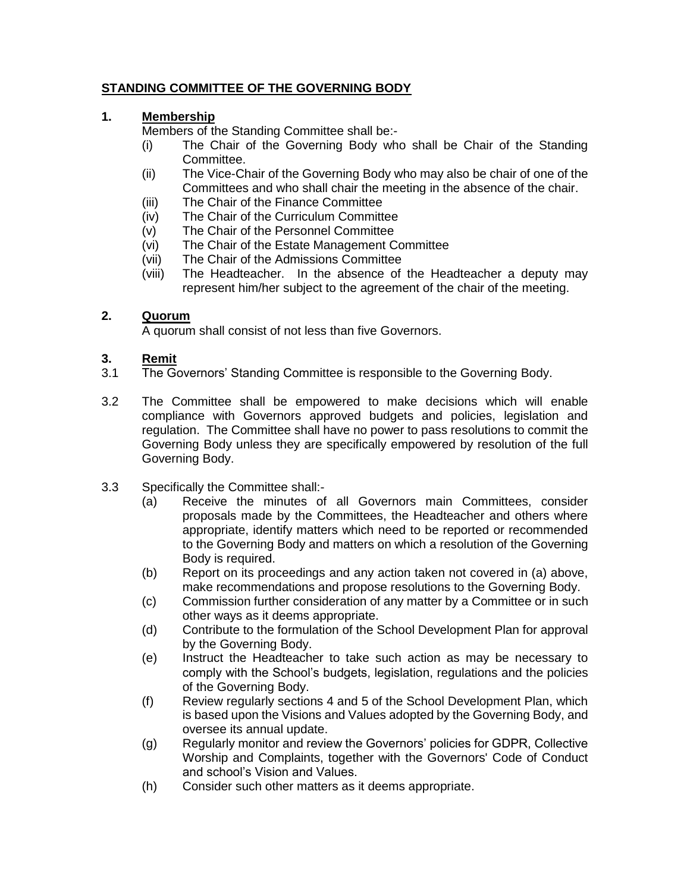# **STANDING COMMITTEE OF THE GOVERNING BODY**

## 1. Membership

Members of the Standing Committee shall be:-

- (i) The Chair of the Governing Body who shall be Chair of the Standing Committee.
- (ii) The Vice-Chair of the Governing Body who may also be chair of one of the Committees and who shall chair the meeting in the absence of the chair.
- (iii) The Chair of the Finance Committee
- (iv) The Chair of the Curriculum Committee
- (v) The Chair of the Personnel Committee
- (vi) The Chair of the Estate Management Committee
- (vii) The Chair of the Admissions Committee
- (viii) The Headteacher. In the absence of the Headteacher a deputy may represent him/her subject to the agreement of the chair of the meeting.

## 2. Quorum

A quorum shall consist of not less than five Governors.

## 3. Remit

3.1 The Governors' Standing Committee is responsible to the Governing Body.

3.2 The Committee shall be empowered to make decisions which will enable compliance with Governors approved budgets and policies, legislation and regulation. The Committee shall have no power to pass resolutions to commit the Governing Body unless they are specifically empowered by resolution of the full Governing Body.

3.3 Specifically the Committee shall:-

- (a) Receive the minutes of all Governors main Committees, consider proposals made by the Committees, the Headteacher and others where appropriate, identify matters which need to be reported or recommended to the Governing Body and matters on which a resolution of the Governing Body is required.
- (b) Report on its proceedings and any action taken not covered in (a) above, make recommendations and propose resolutions to the Governing Body.
- (c) Commission further consideration of any matter by a Committee or in such other ways as it deems appropriate.
- (d) Contribute to the formulation of the School Development Plan for approval by the Governing Body.
- (e) Instruct the Headteacher to take such action as may be necessary to comply with the School's budgets, legislation, regulations and the policies of the Governing Body.
- (f) Review regularly sections 4 and 5 of the School Development Plan, which is based upon the Visions and Values adopted by the Governing Body, and oversee its annual update.
- (g) Regularly monitor and review the Governors' policies for GDPR, Collective Worship and Complaints, together with the Governors' Code of Conduct and school's Vision and Values.
- (h) Consider such other matters as it deems appropriate.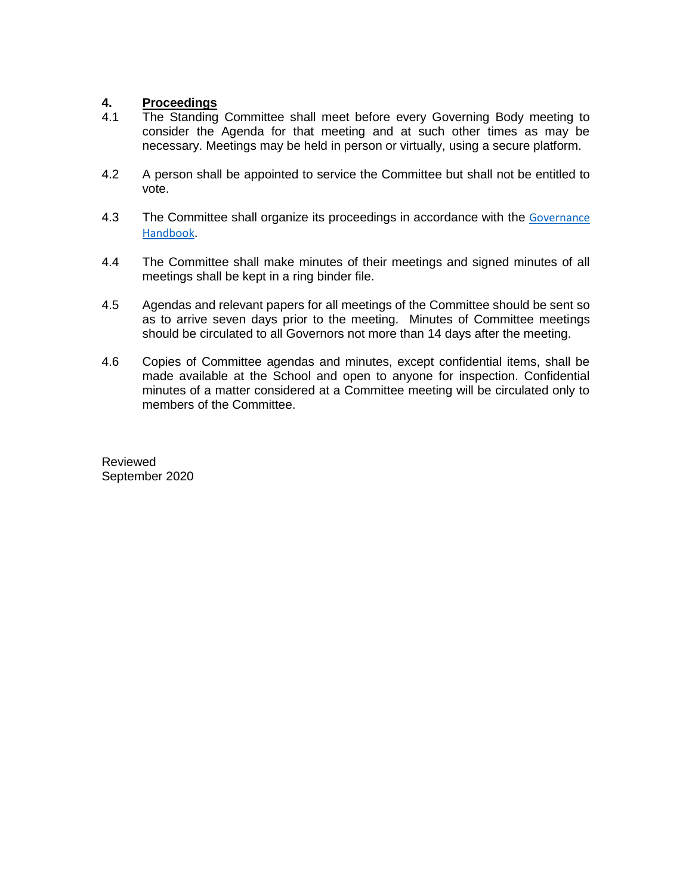## 4. Proceedings

4.1 The Standing Committee shall meet before every Governing Body meeting to consider the Agenda for that meeting and at such other times as may be necessary. Meetings may be held in person or virtually, using a secure platform.

4.2 A person shall be appointed to service the Committee but shall not be entitled to vote.

4.3 The Committee shall organize its proceedings in accordance with the Governance Handbook.

4.4 The Committee shall make minutes of their meetings and signed minutes of all meetings shall be kept in a ring binder file.

4.5 Agendas and relevant papers for all meetings of the Committee should be sent so as to arrive seven days prior to the meeting. Minutes of Committee meetings should be circulated to all Governors not more than 14 days after the meeting.

4.6 Copies of Committee agendas and minutes, except confidential items, shall be made available at the School and open to anyone for inspection. Confidential minutes of a matter considered at a Committee meeting will be circulated only to members of the Committee.

Reviewed
September 2020